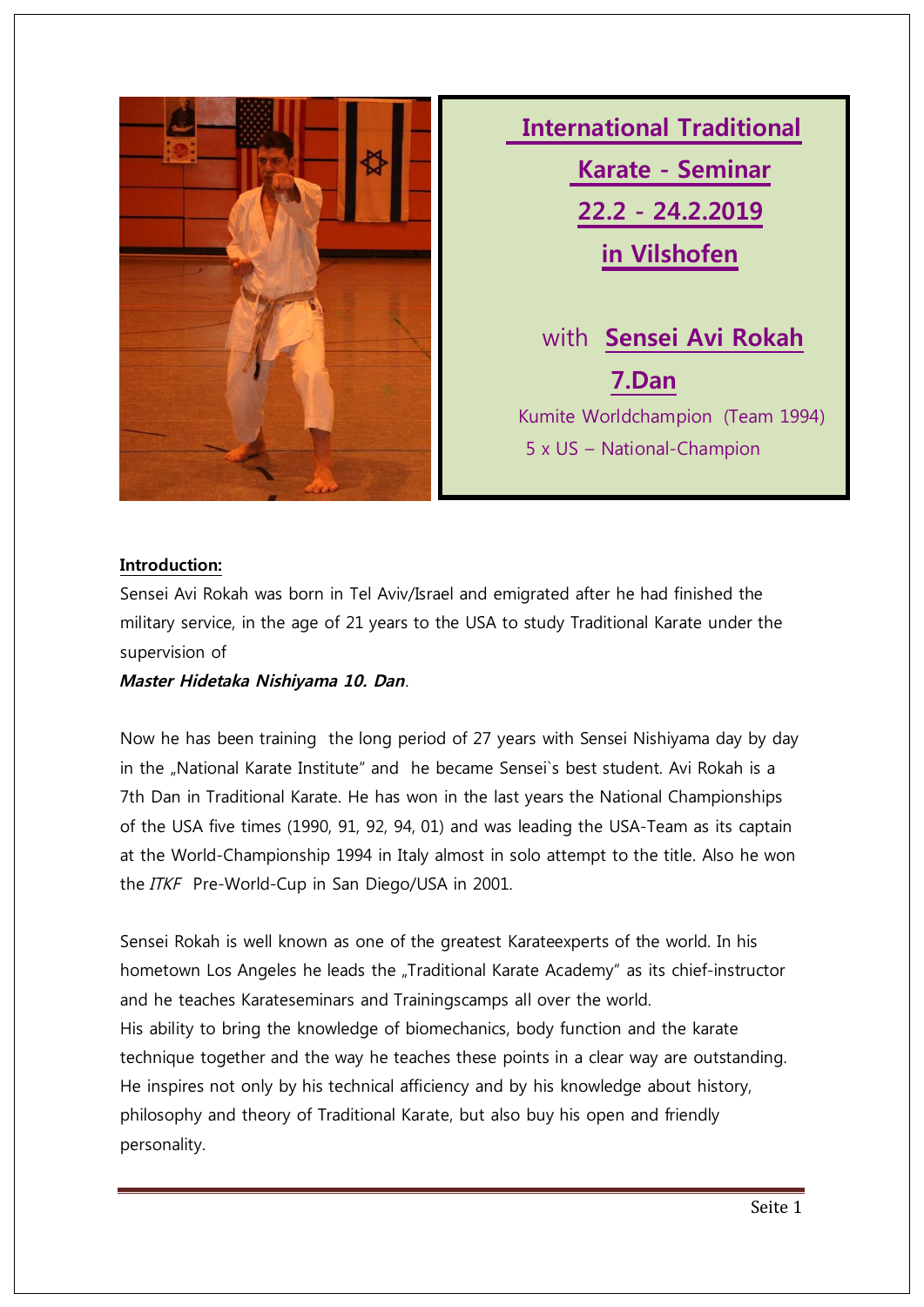# International Traditional Karate - Seminar

## 22.2 - 24.2.2019

## in Vilshofen

with **Sensei Avi Rokah**

**7.Dan**

Kumite Worldchampion (Team 1994)

5 x US – National-Champion

**Introduction:**

Sensei Avi Rokah was born in Tel Aviv/Israel and emigrated after he had finished the military service, in the age of 21 years to the USA to study Traditional Karate under the supervision of

***Master Hidetaka Nishiyama 10. Dan***.

Now he has been training the long period of 27 years with Sensei Nishiyama day by day in the „National Karate Institute" and he became Sensei`s best student. Avi Rokah is a 7th Dan in Traditional Karate. He has won in the last years the National Championships of the USA five times (1990, 91, 92, 94, 01) and was leading the USA-Team as its captain at the World-Championship 1994 in Italy almost in solo attempt to the title. Also he won the *ITKF* Pre-World-Cup in San Diego/USA in 2001.

Sensei Rokah is well known as one of the greatest Karateexperts of the world. In his hometown Los Angeles he leads the „Traditional Karate Academy" as its chief-instructor and he teaches Karateseminars and Trainingscamps all over the world.

His ability to bring the knowledge of biomechanics, body function and the karate technique together and the way he teaches these points in a clear way are outstanding. He inspires not only by his technical afficiency and by his knowledge about history, philosophy and theory of Traditional Karate, but also buy his open and friendly personality.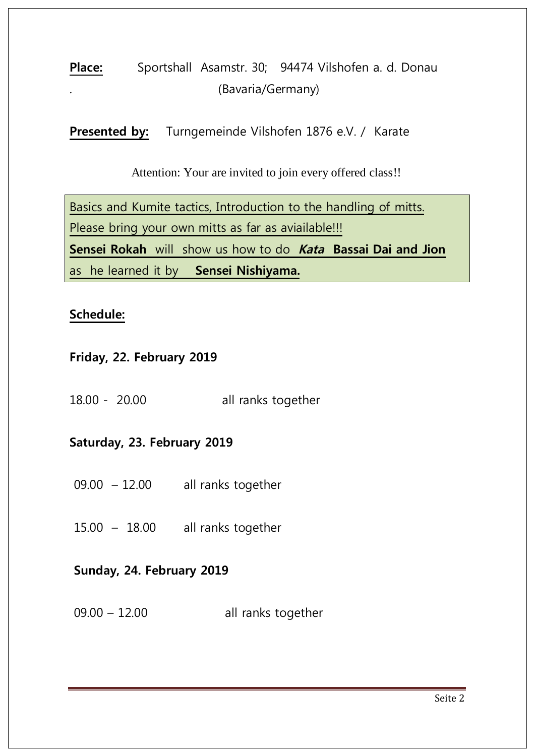**Place:** Sportshall Asamstr. 30; 94474 Vilshofen a. d. Donau
. (Bavaria/Germany)

**Presented by:** Turngemeinde Vilshofen 1876 e.V. / Karate

Attention: Your are invited to join every offered class!!

Basics and Kumite tactics, Introduction to the handling of mitts.
Please bring your own mitts as far as aviailable!!!
**Sensei Rokah** will show us how to do ***Kata*** **Bassai Dai and Jion**
as he learned it by **Sensei Nishiyama.**

**Schedule:**

**Friday, 22. February 2019**

18.00 - 20.00 all ranks together

**Saturday, 23. February 2019**

09.00 – 12.00 all ranks together

15.00 – 18.00 all ranks together

**Sunday, 24. February 2019**

09.00 – 12.00 all ranks together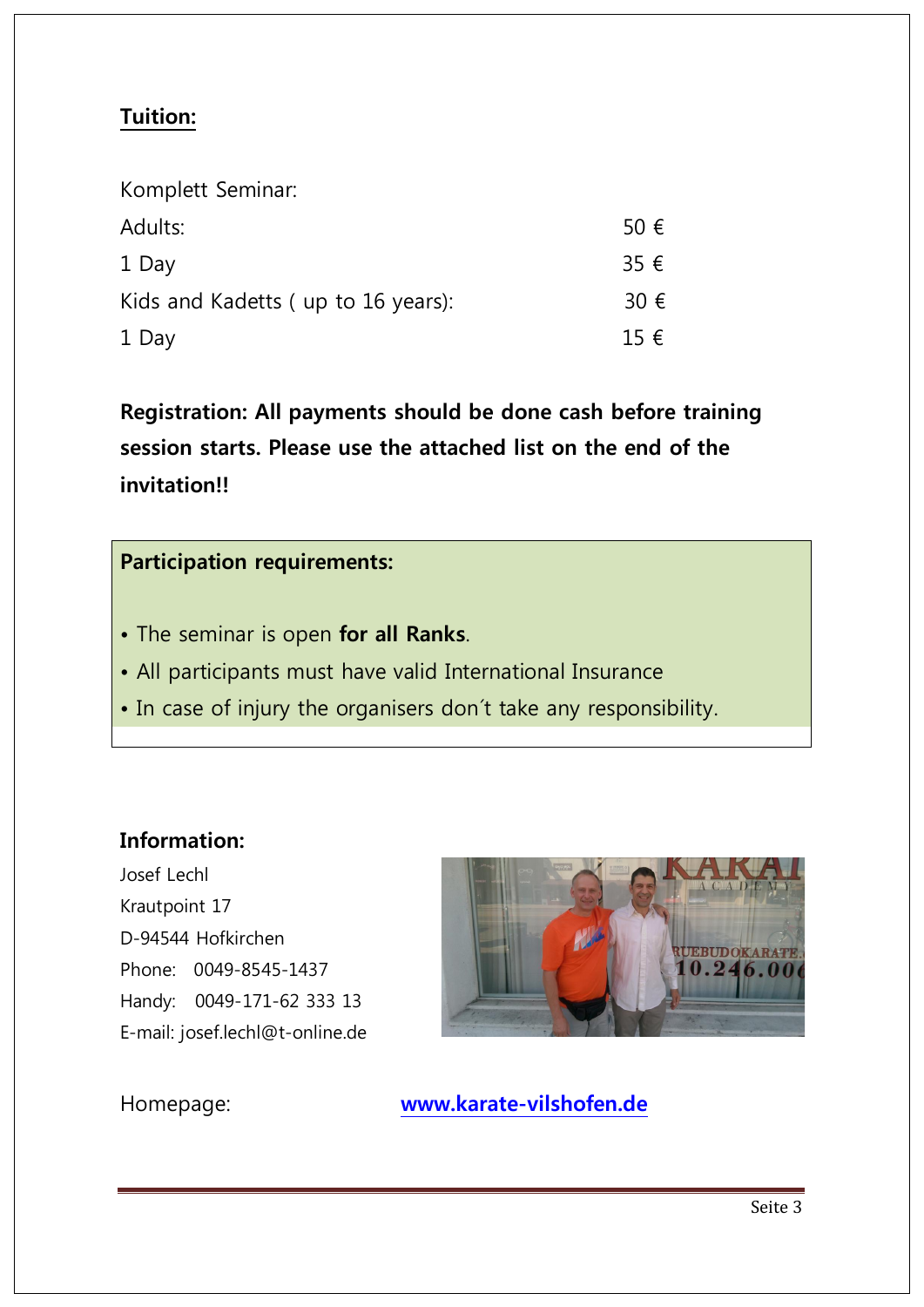## Tuition:

| Komplett Seminar: | |
|---|---|
| Adults: | 50 € |
| 1 Day | 35 € |
| Kids and Kadetts ( up to 16 years): | 30 € |
| 1 Day | 15 € |

**Registration: All payments should be done cash before training session starts. Please use the attached list on the end of the invitation!!**

**Participation requirements:**

- The seminar is open **for all Ranks**.
- All participants must have valid International Insurance
- In case of injury the organisers don´t take any responsibility.

**Information:**

Josef Lechl
Krautpoint 17
D-94544 Hofkirchen
Phone: 0049-8545-1437
Handy: 0049-171-62 333 13
E-mail: josef.lechl@t-online.de

Homepage: [www.karate-vilshofen.de](http://www.karate-vilshofen.de)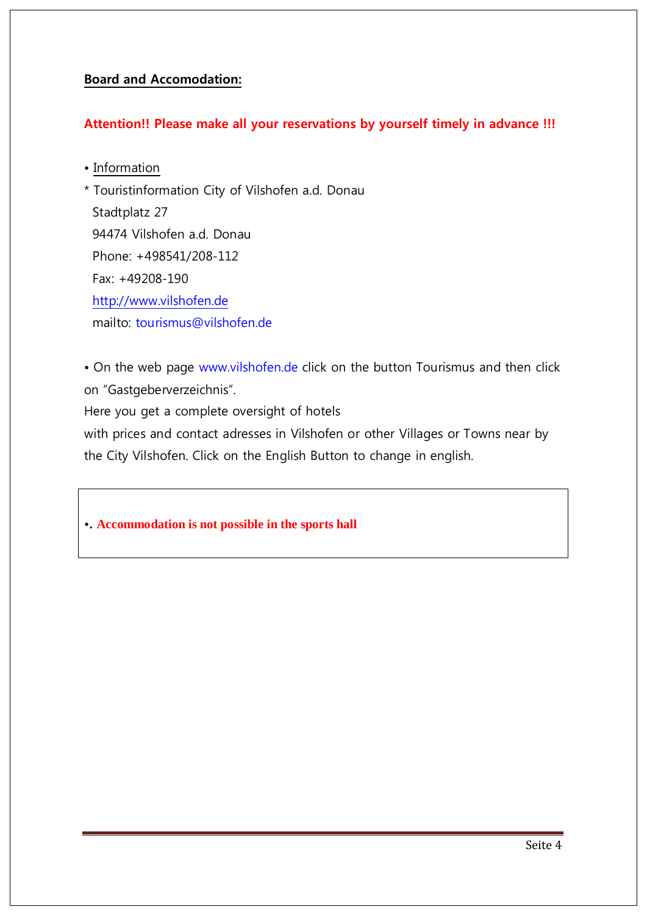**Board and Accomodation:**

**Attention!! Please make all your reservations by yourself timely in advance !!!**

• Information

* Touristinformation City of Vilshofen a.d. Donau
  Stadtplatz 27
  94474 Vilshofen a.d. Donau
  Phone: +498541/208-112
  Fax: +49208-190
  http://www.vilshofen.de
  mailto: tourismus@vilshofen.de

• On the web page www.vilshofen.de click on the button Tourismus and then click on "Gastgeberverzeichnis".
Here you get a complete oversight of hotels
with prices and contact adresses in Vilshofen or other Villages or Towns near by the City Vilshofen. Click on the English Button to change in english.

•. **Accommodation is not possible in the sports hall**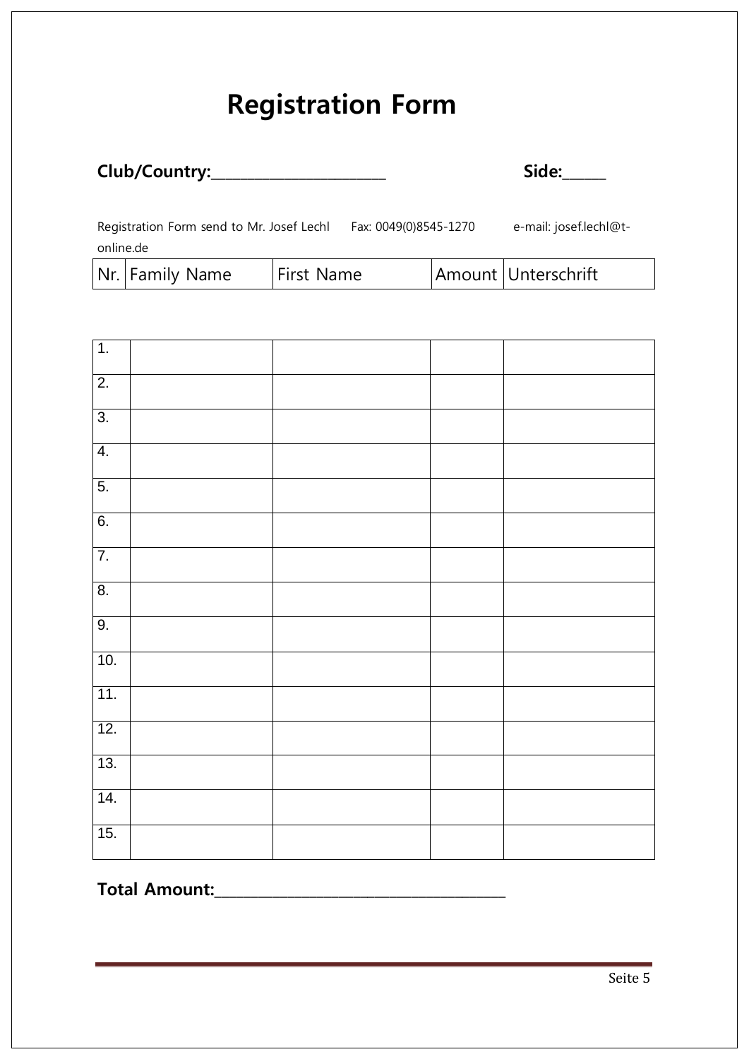# Registration Form

**Club/Country:_______________________** **Side:_____**

Registration Form send to Mr. Josef Lechl Fax: 0049(0)8545-1270 e-mail: josef.lechl@t-online.de

| Nr. | Family Name | First Name | Amount | Unterschrift |
|---|---|---|---|---|
| 1. | | | | |
| 2. | | | | |
| 3. | | | | |
| 4. | | | | |
| 5. | | | | |
| 6. | | | | |
| 7. | | | | |
| 8. | | | | |
| 9. | | | | |
| 10. | | | | |
| 11. | | | | |
| 12. | | | | |
| 13. | | | | |
| 14. | | | | |
| 15. | | | | |

**Total Amount:_____________________________________**